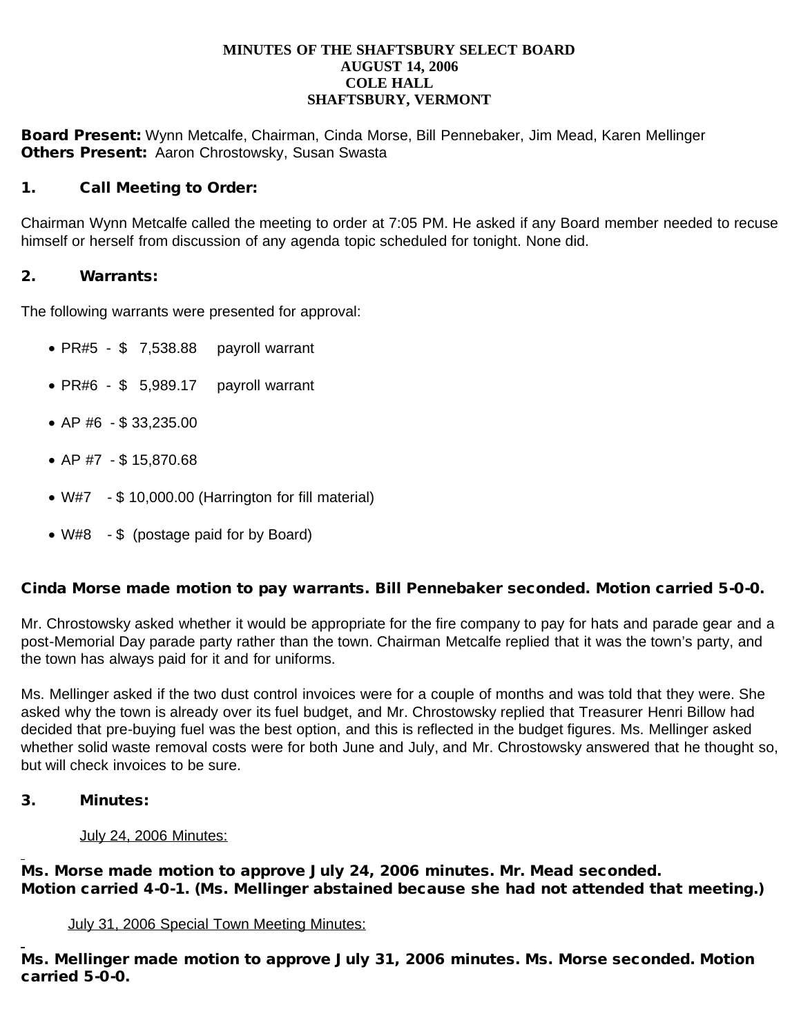# MINUTES OF THE SHAFTSBURY SELECT BOARD
## AUGUST 14, 2006
## COLE HALL
## SHAFTSBURY, VERMONT

**Board Present:** Wynn Metcalfe, Chairman, Cinda Morse, Bill Pennebaker, Jim Mead, Karen Mellinger
**Others Present:** Aaron Chrostowsky, Susan Swasta

### 1. Call Meeting to Order:

Chairman Wynn Metcalfe called the meeting to order at 7:05 PM. He asked if any Board member needed to recuse himself or herself from discussion of any agenda topic scheduled for tonight. None did.

### 2. Warrants:

The following warrants were presented for approval:

- PR#5 - $ 7,538.88 payroll warrant
- PR#6 - $ 5,989.17 payroll warrant
- AP #6 - $ 33,235.00
- AP #7 - $ 15,870.68
- W#7 - $ 10,000.00 (Harrington for fill material)
- W#8 - $ (postage paid for by Board)

**Cinda Morse made motion to pay warrants. Bill Pennebaker seconded. Motion carried 5-0-0.**

Mr. Chrostowsky asked whether it would be appropriate for the fire company to pay for hats and parade gear and a post-Memorial Day parade party rather than the town. Chairman Metcalfe replied that it was the town's party, and the town has always paid for it and for uniforms.

Ms. Mellinger asked if the two dust control invoices were for a couple of months and was told that they were. She asked why the town is already over its fuel budget, and Mr. Chrostowsky replied that Treasurer Henri Billow had decided that pre-buying fuel was the best option, and this is reflected in the budget figures. Ms. Mellinger asked whether solid waste removal costs were for both June and July, and Mr. Chrostowsky answered that he thought so, but will check invoices to be sure.

### 3. Minutes:

July 24, 2006 Minutes:

**Ms. Morse made motion to approve July 24, 2006 minutes. Mr. Mead seconded. Motion carried 4-0-1. (Ms. Mellinger abstained because she had not attended that meeting.)**

July 31, 2006 Special Town Meeting Minutes:

**Ms. Mellinger made motion to approve July 31, 2006 minutes. Ms. Morse seconded. Motion carried 5-0-0.**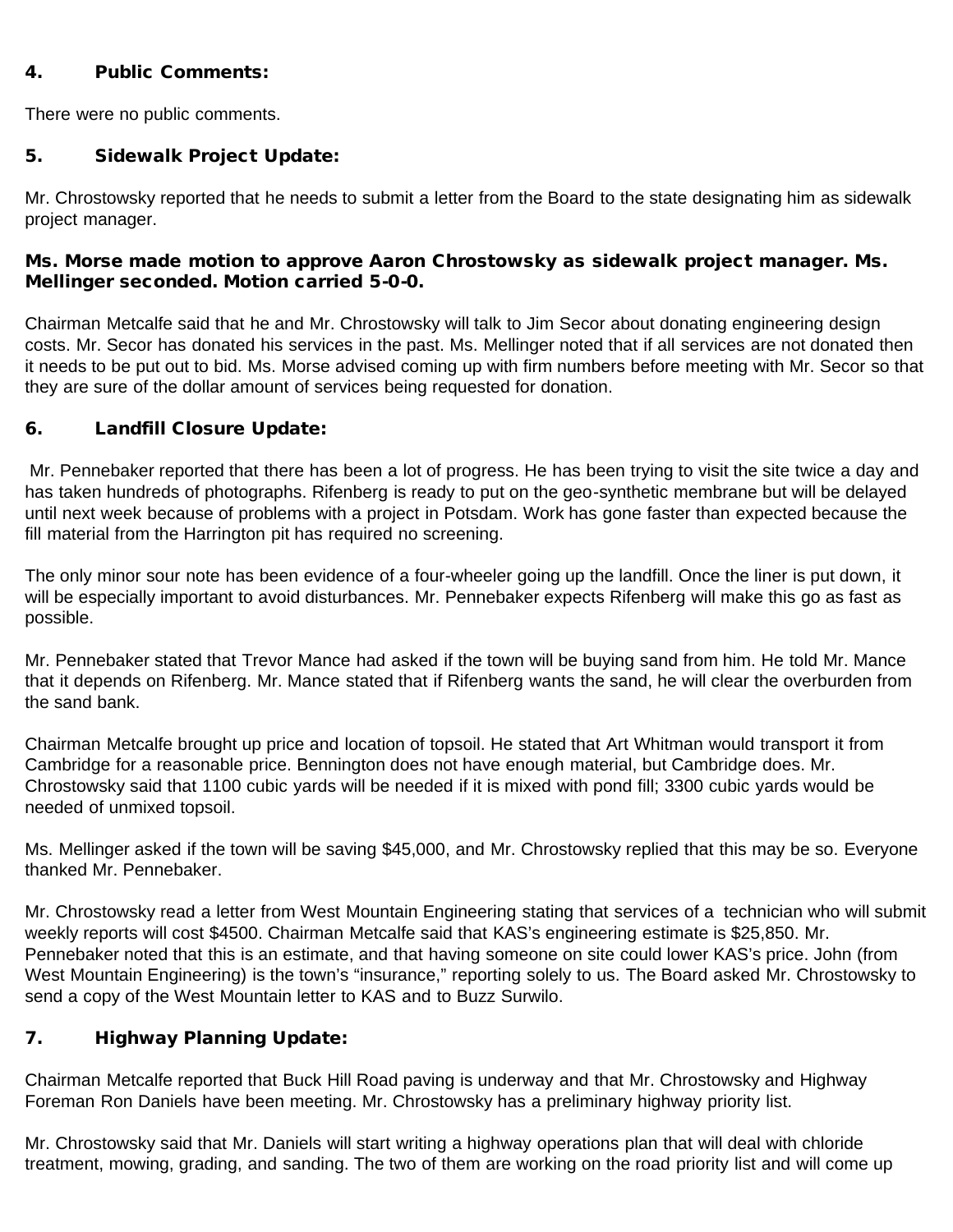## 4. Public Comments:

There were no public comments.

## 5. Sidewalk Project Update:

Mr. Chrostowsky reported that he needs to submit a letter from the Board to the state designating him as sidewalk project manager.

**Ms. Morse made motion to approve Aaron Chrostowsky as sidewalk project manager. Ms. Mellinger seconded. Motion carried 5-0-0.**

Chairman Metcalfe said that he and Mr. Chrostowsky will talk to Jim Secor about donating engineering design costs. Mr. Secor has donated his services in the past. Ms. Mellinger noted that if all services are not donated then it needs to be put out to bid. Ms. Morse advised coming up with firm numbers before meeting with Mr. Secor so that they are sure of the dollar amount of services being requested for donation.

## 6. Landfill Closure Update:

Mr. Pennebaker reported that there has been a lot of progress. He has been trying to visit the site twice a day and has taken hundreds of photographs. Rifenberg is ready to put on the geo-synthetic membrane but will be delayed until next week because of problems with a project in Potsdam. Work has gone faster than expected because the fill material from the Harrington pit has required no screening.

The only minor sour note has been evidence of a four-wheeler going up the landfill. Once the liner is put down, it will be especially important to avoid disturbances. Mr. Pennebaker expects Rifenberg will make this go as fast as possible.

Mr. Pennebaker stated that Trevor Mance had asked if the town will be buying sand from him. He told Mr. Mance that it depends on Rifenberg. Mr. Mance stated that if Rifenberg wants the sand, he will clear the overburden from the sand bank.

Chairman Metcalfe brought up price and location of topsoil. He stated that Art Whitman would transport it from Cambridge for a reasonable price. Bennington does not have enough material, but Cambridge does. Mr. Chrostowsky said that 1100 cubic yards will be needed if it is mixed with pond fill; 3300 cubic yards would be needed of unmixed topsoil.

Ms. Mellinger asked if the town will be saving $45,000, and Mr. Chrostowsky replied that this may be so. Everyone thanked Mr. Pennebaker.

Mr. Chrostowsky read a letter from West Mountain Engineering stating that services of a technician who will submit weekly reports will cost $4500. Chairman Metcalfe said that KAS's engineering estimate is $25,850. Mr. Pennebaker noted that this is an estimate, and that having someone on site could lower KAS's price. John (from West Mountain Engineering) is the town's "insurance," reporting solely to us. The Board asked Mr. Chrostowsky to send a copy of the West Mountain letter to KAS and to Buzz Surwilo.

## 7. Highway Planning Update:

Chairman Metcalfe reported that Buck Hill Road paving is underway and that Mr. Chrostowsky and Highway Foreman Ron Daniels have been meeting. Mr. Chrostowsky has a preliminary highway priority list.

Mr. Chrostowsky said that Mr. Daniels will start writing a highway operations plan that will deal with chloride treatment, mowing, grading, and sanding. The two of them are working on the road priority list and will come up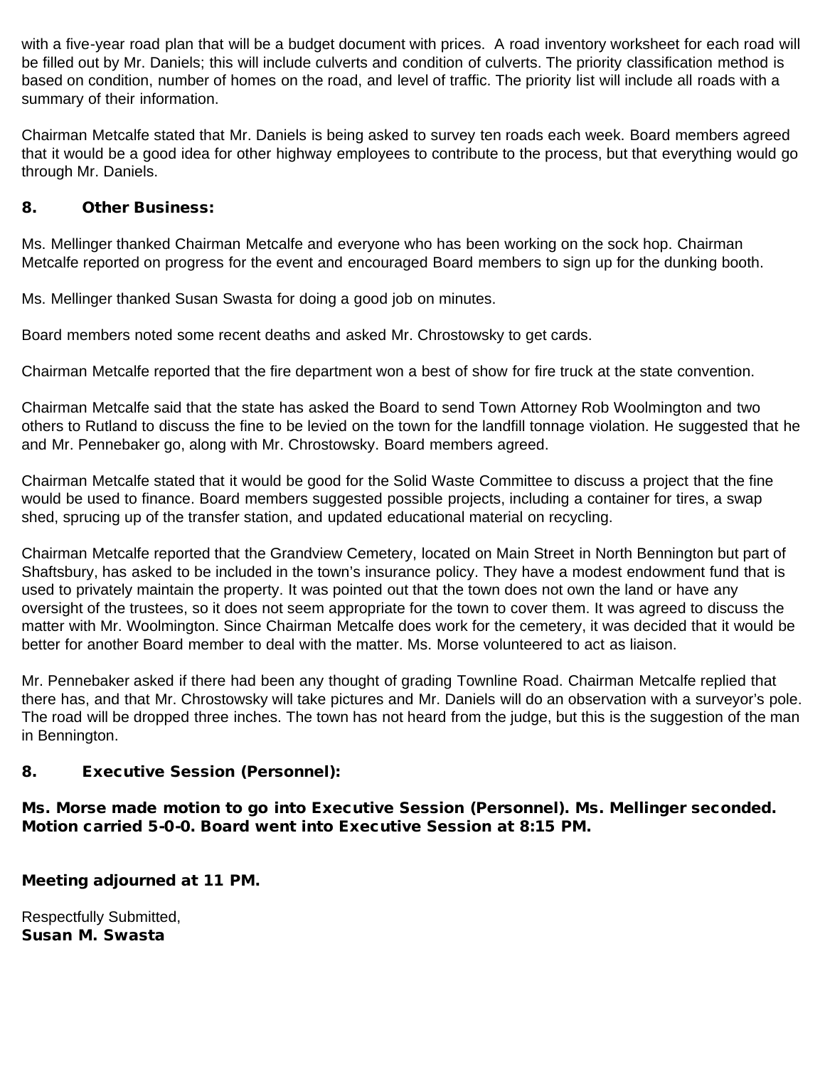with a five-year road plan that will be a budget document with prices. A road inventory worksheet for each road will be filled out by Mr. Daniels; this will include culverts and condition of culverts. The priority classification method is based on condition, number of homes on the road, and level of traffic. The priority list will include all roads with a summary of their information.

Chairman Metcalfe stated that Mr. Daniels is being asked to survey ten roads each week. Board members agreed that it would be a good idea for other highway employees to contribute to the process, but that everything would go through Mr. Daniels.

## 8. Other Business:

Ms. Mellinger thanked Chairman Metcalfe and everyone who has been working on the sock hop. Chairman Metcalfe reported on progress for the event and encouraged Board members to sign up for the dunking booth.

Ms. Mellinger thanked Susan Swasta for doing a good job on minutes.

Board members noted some recent deaths and asked Mr. Chrostowsky to get cards.

Chairman Metcalfe reported that the fire department won a best of show for fire truck at the state convention.

Chairman Metcalfe said that the state has asked the Board to send Town Attorney Rob Woolmington and two others to Rutland to discuss the fine to be levied on the town for the landfill tonnage violation. He suggested that he and Mr. Pennebaker go, along with Mr. Chrostowsky. Board members agreed.

Chairman Metcalfe stated that it would be good for the Solid Waste Committee to discuss a project that the fine would be used to finance. Board members suggested possible projects, including a container for tires, a swap shed, sprucing up of the transfer station, and updated educational material on recycling.

Chairman Metcalfe reported that the Grandview Cemetery, located on Main Street in North Bennington but part of Shaftsbury, has asked to be included in the town's insurance policy. They have a modest endowment fund that is used to privately maintain the property. It was pointed out that the town does not own the land or have any oversight of the trustees, so it does not seem appropriate for the town to cover them. It was agreed to discuss the matter with Mr. Woolmington. Since Chairman Metcalfe does work for the cemetery, it was decided that it would be better for another Board member to deal with the matter. Ms. Morse volunteered to act as liaison.

Mr. Pennebaker asked if there had been any thought of grading Townline Road. Chairman Metcalfe replied that there has, and that Mr. Chrostowsky will take pictures and Mr. Daniels will do an observation with a surveyor's pole. The road will be dropped three inches. The town has not heard from the judge, but this is the suggestion of the man in Bennington.

## 8. Executive Session (Personnel):

**Ms. Morse made motion to go into Executive Session (Personnel). Ms. Mellinger seconded. Motion carried 5-0-0. Board went into Executive Session at 8:15 PM.**

**Meeting adjourned at 11 PM.**

Respectfully Submitted,
**Susan M. Swasta**